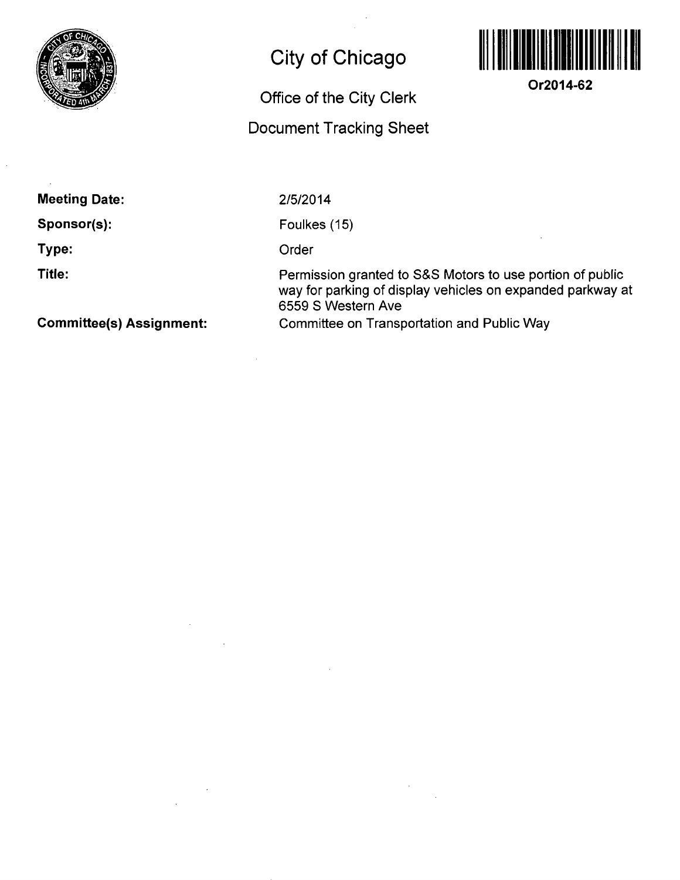# City of Chicago

## Office of the City Clerk

## Document Tracking Sheet

**Or2014-62**

**Meeting Date:** 2/5/2014

**Sponsor(s):** Foulkes (15)

**Type:** Order

**Title:** Permission granted to S&S Motors to use portion of public way for parking of display vehicles on expanded parkway at 6559 S Western Ave

**Committee(s) Assignment:** Committee on Transportation and Public Way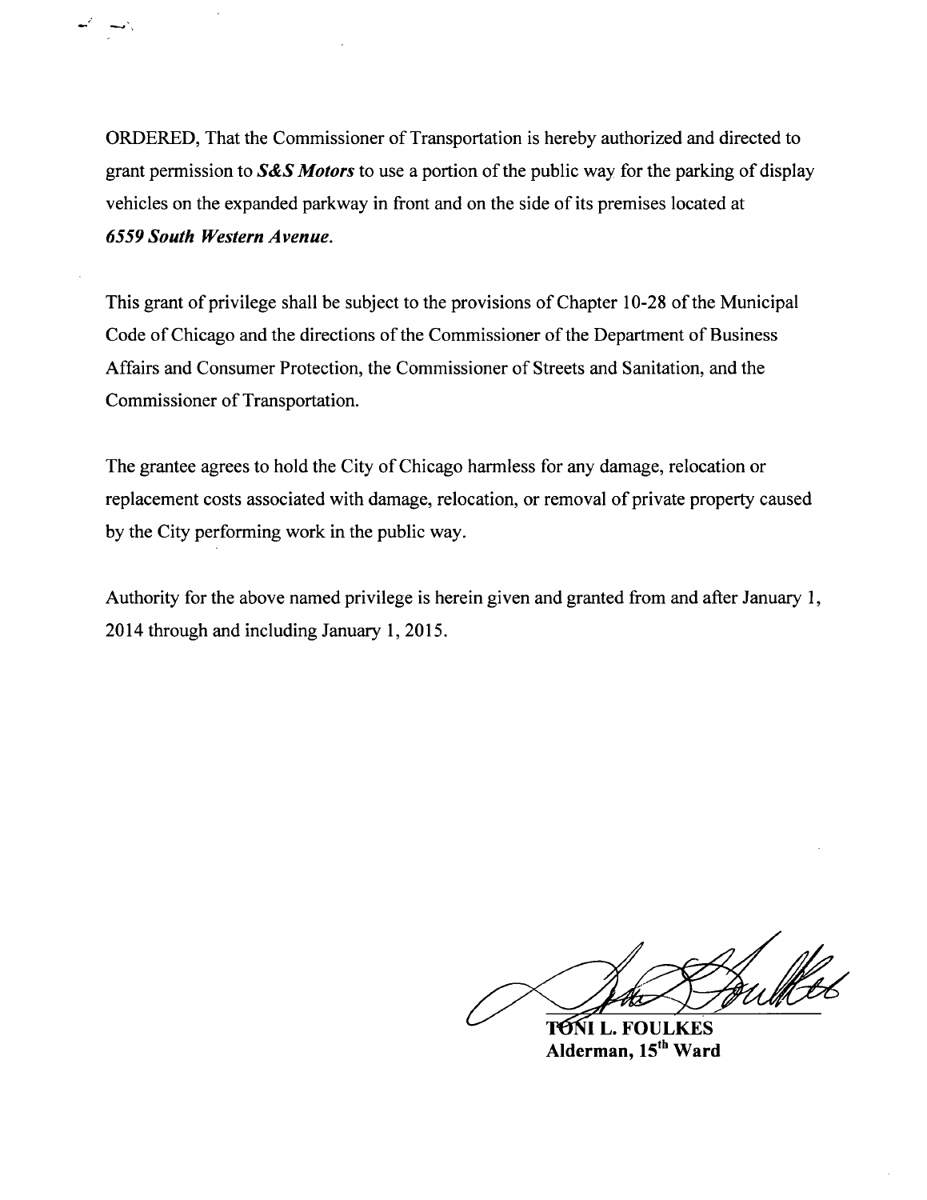ORDERED, That the Commissioner of Transportation is hereby authorized and directed to grant permission to ***S&S Motors*** to use a portion of the public way for the parking of display vehicles on the expanded parkway in front and on the side of its premises located at ***6559 South Western Avenue.***

This grant of privilege shall be subject to the provisions of Chapter 10-28 of the Municipal Code of Chicago and the directions of the Commissioner of the Department of Business Affairs and Consumer Protection, the Commissioner of Streets and Sanitation, and the Commissioner of Transportation.

The grantee agrees to hold the City of Chicago harmless for any damage, relocation or replacement costs associated with damage, relocation, or removal of private property caused by the City performing work in the public way.

Authority for the above named privilege is herein given and granted from and after January 1, 2014 through and including January 1, 2015.

**TONI L. FOULKES**
**Alderman, 15th Ward**